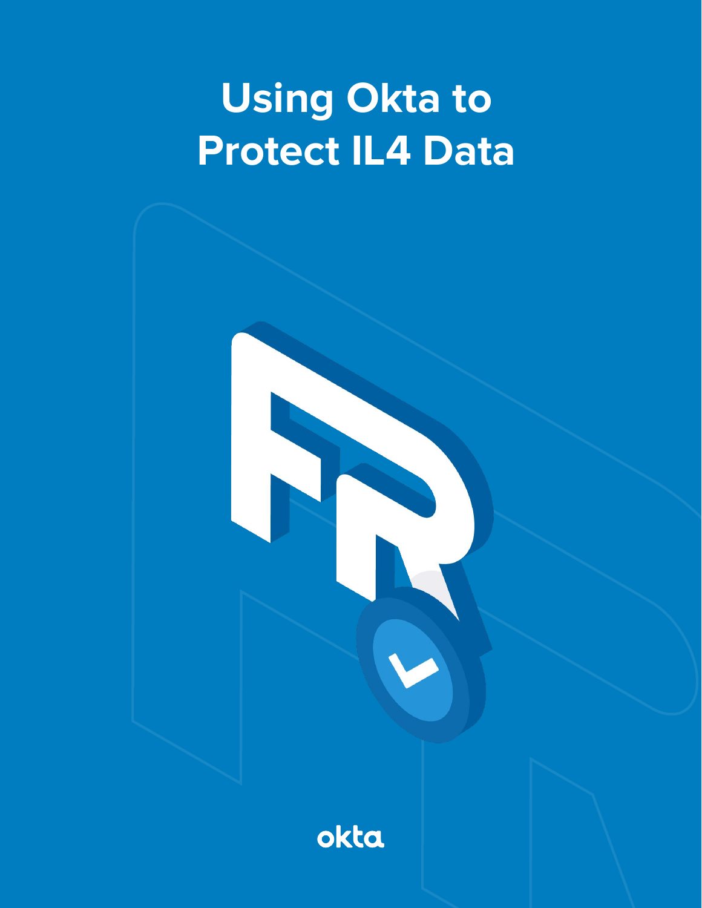# Using Okta to Protect IL4 Data

okta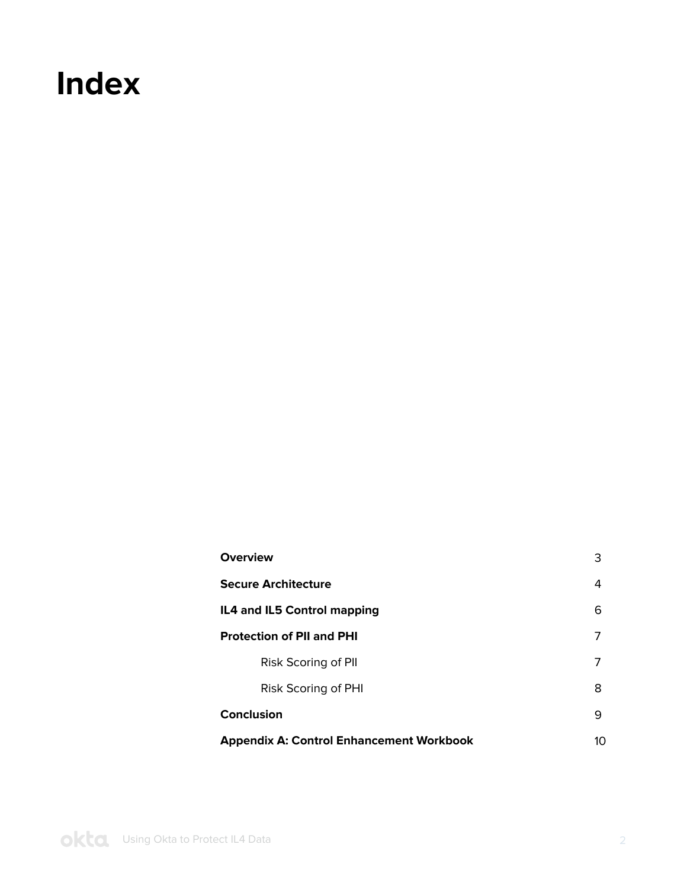# Index

| | |
|---|---|
| **Overview** | 3 |
| **Secure Architecture** | 4 |
| **IL4 and IL5 Control mapping** | 6 |
| **Protection of PII and PHI** | 7 |
| Risk Scoring of PII | 7 |
| Risk Scoring of PHI | 8 |
| **Conclusion** | 9 |
| **Appendix A: Control Enhancement Workbook** | 10 |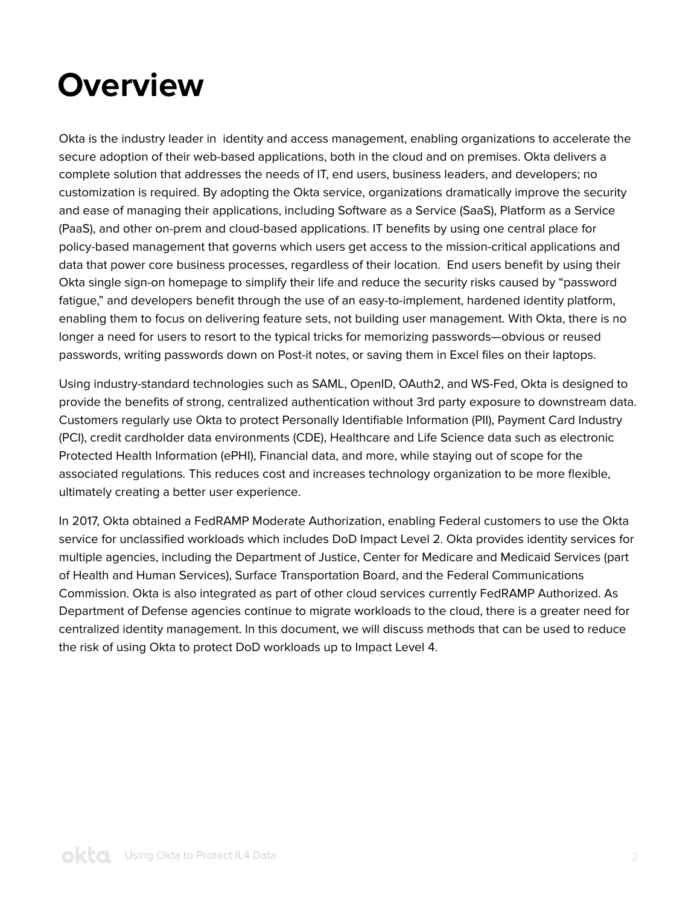# Overview

Okta is the industry leader in  identity and access management, enabling organizations to accelerate the secure adoption of their web-based applications, both in the cloud and on premises. Okta delivers a complete solution that addresses the needs of IT, end users, business leaders, and developers; no customization is required. By adopting the Okta service, organizations dramatically improve the security and ease of managing their applications, including Software as a Service (SaaS), Platform as a Service (PaaS), and other on-prem and cloud-based applications. IT benefits by using one central place for policy-based management that governs which users get access to the mission-critical applications and data that power core business processes, regardless of their location.  End users benefit by using their Okta single sign-on homepage to simplify their life and reduce the security risks caused by "password fatigue," and developers benefit through the use of an easy-to-implement, hardened identity platform, enabling them to focus on delivering feature sets, not building user management. With Okta, there is no longer a need for users to resort to the typical tricks for memorizing passwords—obvious or reused passwords, writing passwords down on Post-it notes, or saving them in Excel files on their laptops.

Using industry-standard technologies such as SAML, OpenID, OAuth2, and WS-Fed, Okta is designed to provide the benefits of strong, centralized authentication without 3rd party exposure to downstream data. Customers regularly use Okta to protect Personally Identifiable Information (PII), Payment Card Industry (PCI), credit cardholder data environments (CDE), Healthcare and Life Science data such as electronic Protected Health Information (ePHI), Financial data, and more, while staying out of scope for the associated regulations. This reduces cost and increases technology organization to be more flexible, ultimately creating a better user experience.

In 2017, Okta obtained a FedRAMP Moderate Authorization, enabling Federal customers to use the Okta service for unclassified workloads which includes DoD Impact Level 2. Okta provides identity services for multiple agencies, including the Department of Justice, Center for Medicare and Medicaid Services (part of Health and Human Services), Surface Transportation Board, and the Federal Communications Commission. Okta is also integrated as part of other cloud services currently FedRAMP Authorized. As Department of Defense agencies continue to migrate workloads to the cloud, there is a greater need for centralized identity management. In this document, we will discuss methods that can be used to reduce the risk of using Okta to protect DoD workloads up to Impact Level 4.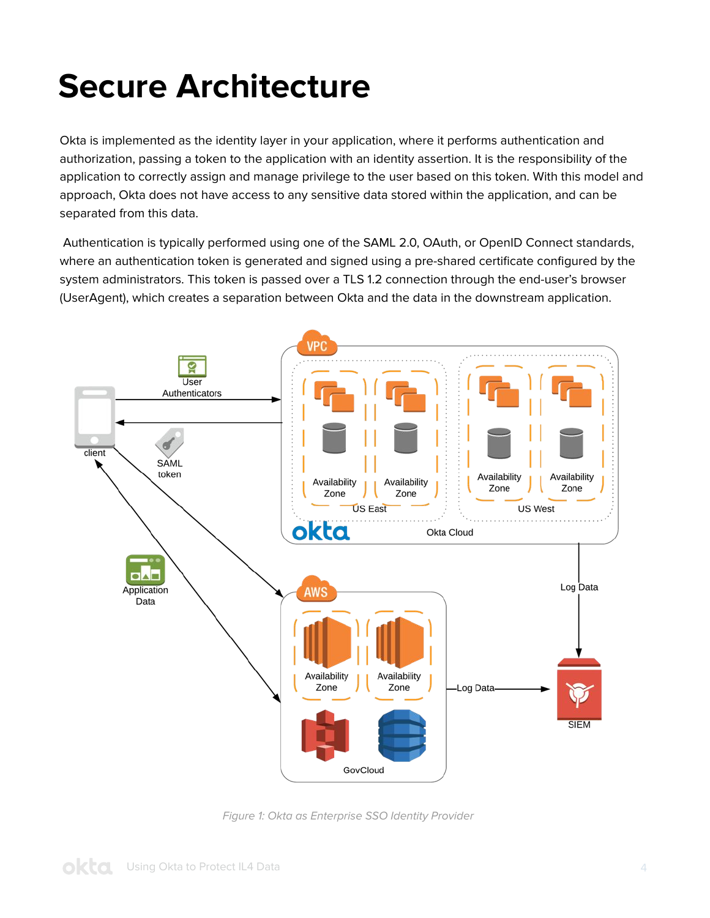# Secure Architecture

Okta is implemented as the identity layer in your application, where it performs authentication and authorization, passing a token to the application with an identity assertion. It is the responsibility of the application to correctly assign and manage privilege to the user based on this token. With this model and approach, Okta does not have access to any sensitive data stored within the application, and can be separated from this data.

Authentication is typically performed using one of the SAML 2.0, OAuth, or OpenID Connect standards, where an authentication token is generated and signed using a pre-shared certificate configured by the system administrators. This token is passed over a TLS 1.2 connection through the end-user's browser (UserAgent), which creates a separation between Okta and the data in the downstream application.

*Figure 1: Okta as Enterprise SSO Identity Provider*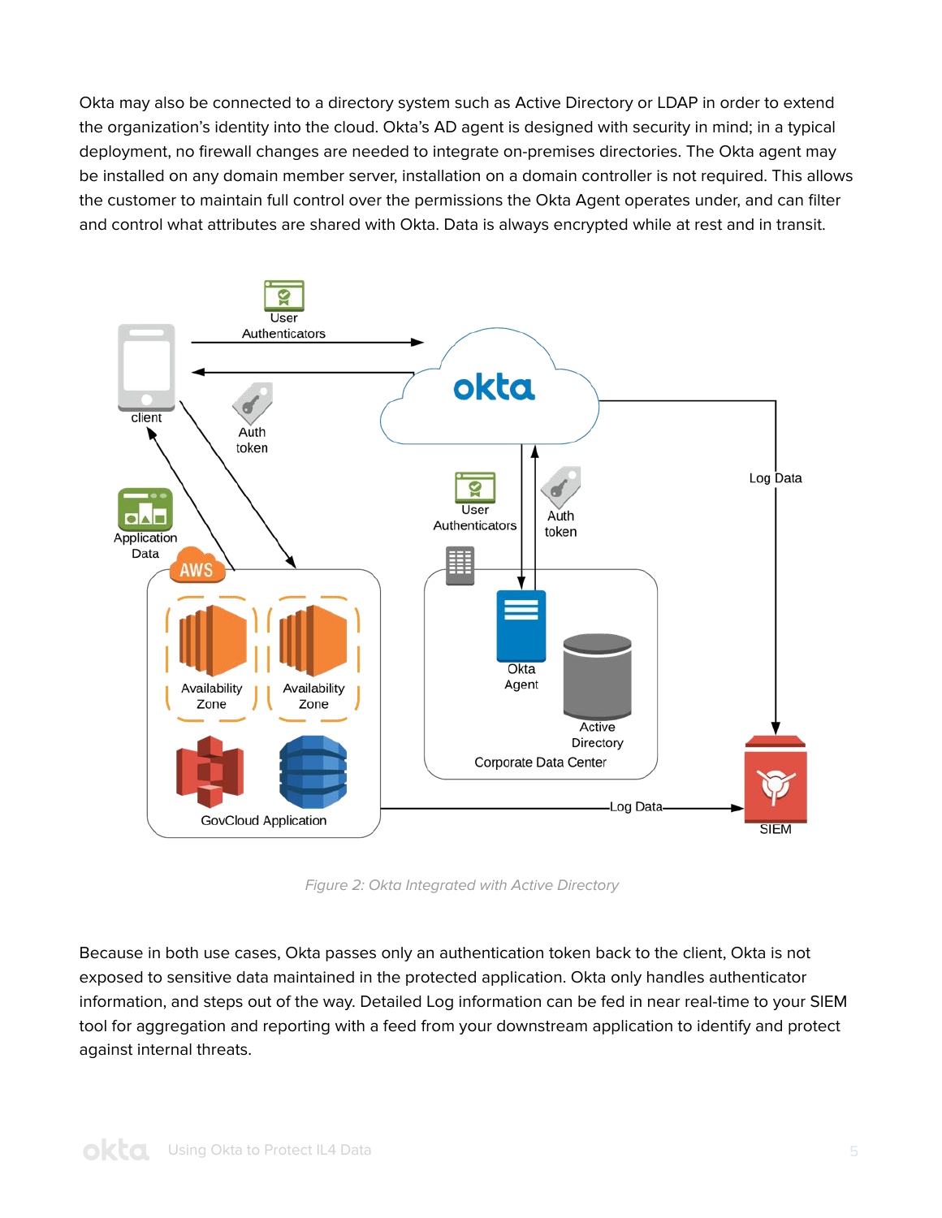Okta may also be connected to a directory system such as Active Directory or LDAP in order to extend the organization's identity into the cloud. Okta's AD agent is designed with security in mind; in a typical deployment, no firewall changes are needed to integrate on-premises directories. The Okta agent may be installed on any domain member server, installation on a domain controller is not required. This allows the customer to maintain full control over the permissions the Okta Agent operates under, and can filter and control what attributes are shared with Okta. Data is always encrypted while at rest and in transit.

*Figure 2: Okta Integrated with Active Directory*

Because in both use cases, Okta passes only an authentication token back to the client, Okta is not exposed to sensitive data maintained in the protected application. Okta only handles authenticator information, and steps out of the way. Detailed Log information can be fed in near real-time to your SIEM tool for aggregation and reporting with a feed from your downstream application to identify and protect against internal threats.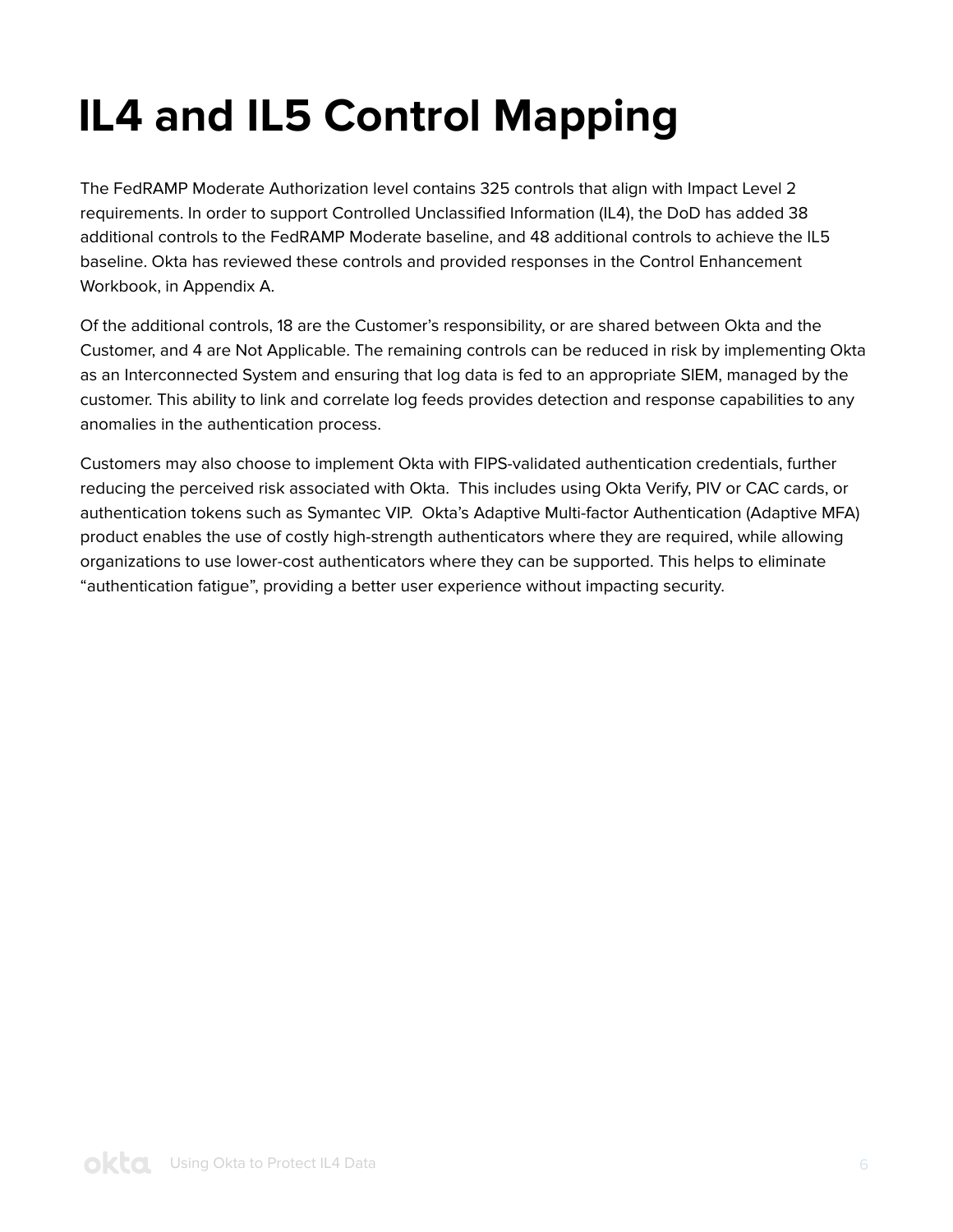# IL4 and IL5 Control Mapping

The FedRAMP Moderate Authorization level contains 325 controls that align with Impact Level 2 requirements. In order to support Controlled Unclassified Information (IL4), the DoD has added 38 additional controls to the FedRAMP Moderate baseline, and 48 additional controls to achieve the IL5 baseline. Okta has reviewed these controls and provided responses in the Control Enhancement Workbook, in Appendix A.

Of the additional controls, 18 are the Customer's responsibility, or are shared between Okta and the Customer, and 4 are Not Applicable. The remaining controls can be reduced in risk by implementing Okta as an Interconnected System and ensuring that log data is fed to an appropriate SIEM, managed by the customer. This ability to link and correlate log feeds provides detection and response capabilities to any anomalies in the authentication process.

Customers may also choose to implement Okta with FIPS-validated authentication credentials, further reducing the perceived risk associated with Okta. This includes using Okta Verify, PIV or CAC cards, or authentication tokens such as Symantec VIP. Okta's Adaptive Multi-factor Authentication (Adaptive MFA) product enables the use of costly high-strength authenticators where they are required, while allowing organizations to use lower-cost authenticators where they can be supported. This helps to eliminate "authentication fatigue", providing a better user experience without impacting security.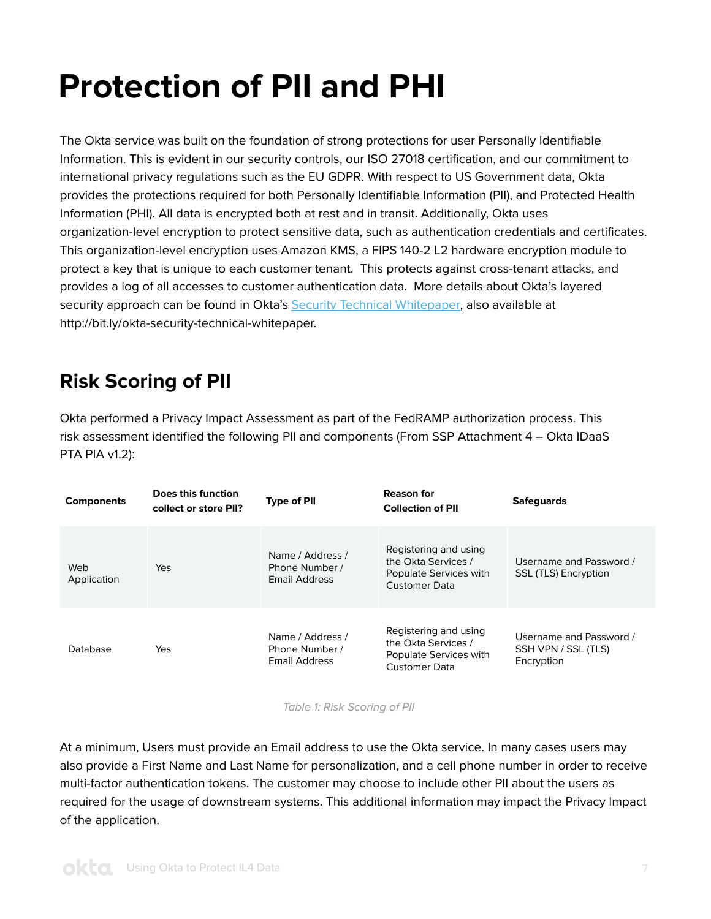# Protection of PII and PHI

The Okta service was built on the foundation of strong protections for user Personally Identifiable Information. This is evident in our security controls, our ISO 27018 certification, and our commitment to international privacy regulations such as the EU GDPR. With respect to US Government data, Okta provides the protections required for both Personally Identifiable Information (PII), and Protected Health Information (PHI). All data is encrypted both at rest and in transit. Additionally, Okta uses organization-level encryption to protect sensitive data, such as authentication credentials and certificates. This organization-level encryption uses Amazon KMS, a FIPS 140-2 L2 hardware encryption module to protect a key that is unique to each customer tenant. This protects against cross-tenant attacks, and provides a log of all accesses to customer authentication data. More details about Okta's layered security approach can be found in Okta's [Security Technical Whitepaper](http://bit.ly/okta-security-technical-whitepaper), also available at http://bit.ly/okta-security-technical-whitepaper.

## Risk Scoring of PII

Okta performed a Privacy Impact Assessment as part of the FedRAMP authorization process. This risk assessment identified the following PII and components (From SSP Attachment 4 – Okta IDaaS PTA PIA v1.2):

| Components | Does this function collect or store PII? | Type of PII | Reason for Collection of PII | Safeguards |
|---|---|---|---|---|
| Web Application | Yes | Name / Address / Phone Number / Email Address | Registering and using the Okta Services / Populate Services with Customer Data | Username and Password / SSL (TLS) Encryption |
| Database | Yes | Name / Address / Phone Number / Email Address | Registering and using the Okta Services / Populate Services with Customer Data | Username and Password / SSH VPN / SSL (TLS) Encryption |

*Table 1: Risk Scoring of PII*

At a minimum, Users must provide an Email address to use the Okta service. In many cases users may also provide a First Name and Last Name for personalization, and a cell phone number in order to receive multi-factor authentication tokens. The customer may choose to include other PII about the users as required for the usage of downstream systems. This additional information may impact the Privacy Impact of the application.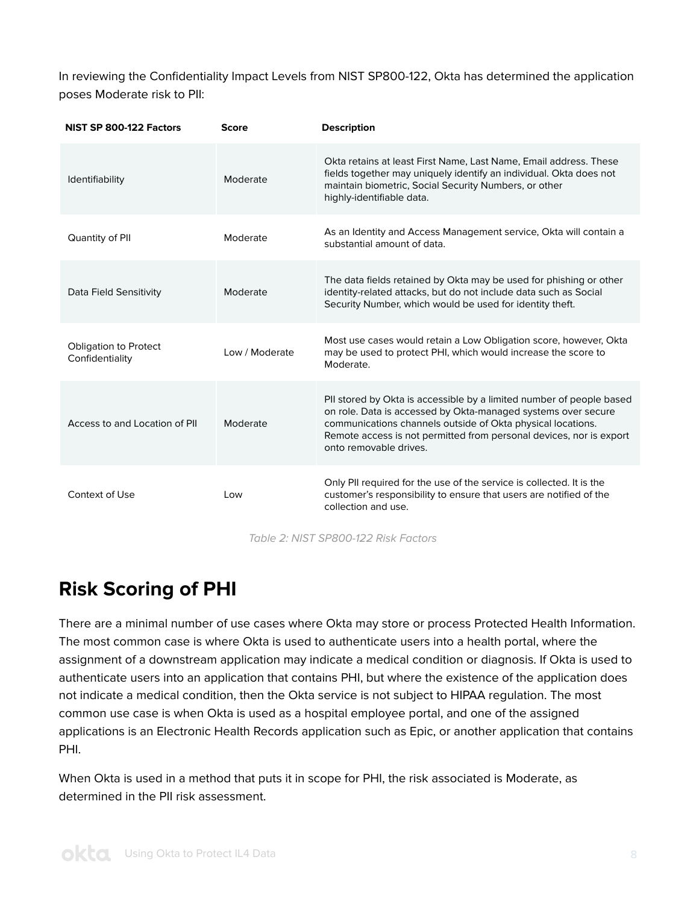In reviewing the Confidentiality Impact Levels from NIST SP800-122, Okta has determined the application poses Moderate risk to PII:

| NIST SP 800-122 Factors | Score | Description |
|---|---|---|
| Identifiability | Moderate | Okta retains at least First Name, Last Name, Email address. These fields together may uniquely identify an individual. Okta does not maintain biometric, Social Security Numbers, or other highly-identifiable data. |
| Quantity of PII | Moderate | As an Identity and Access Management service, Okta will contain a substantial amount of data. |
| Data Field Sensitivity | Moderate | The data fields retained by Okta may be used for phishing or other identity-related attacks, but do not include data such as Social Security Number, which would be used for identity theft. |
| Obligation to Protect Confidentiality | Low / Moderate | Most use cases would retain a Low Obligation score, however, Okta may be used to protect PHI, which would increase the score to Moderate. |
| Access to and Location of PII | Moderate | PII stored by Okta is accessible by a limited number of people based on role. Data is accessed by Okta-managed systems over secure communications channels outside of Okta physical locations. Remote access is not permitted from personal devices, nor is export onto removable drives. |
| Context of Use | Low | Only PII required for the use of the service is collected. It is the customer's responsibility to ensure that users are notified of the collection and use. |

*Table 2: NIST SP800-122 Risk Factors*

## Risk Scoring of PHI

There are a minimal number of use cases where Okta may store or process Protected Health Information. The most common case is where Okta is used to authenticate users into a health portal, where the assignment of a downstream application may indicate a medical condition or diagnosis. If Okta is used to authenticate users into an application that contains PHI, but where the existence of the application does not indicate a medical condition, then the Okta service is not subject to HIPAA regulation. The most common use case is when Okta is used as a hospital employee portal, and one of the assigned applications is an Electronic Health Records application such as Epic, or another application that contains PHI.

When Okta is used in a method that puts it in scope for PHI, the risk associated is Moderate, as determined in the PII risk assessment.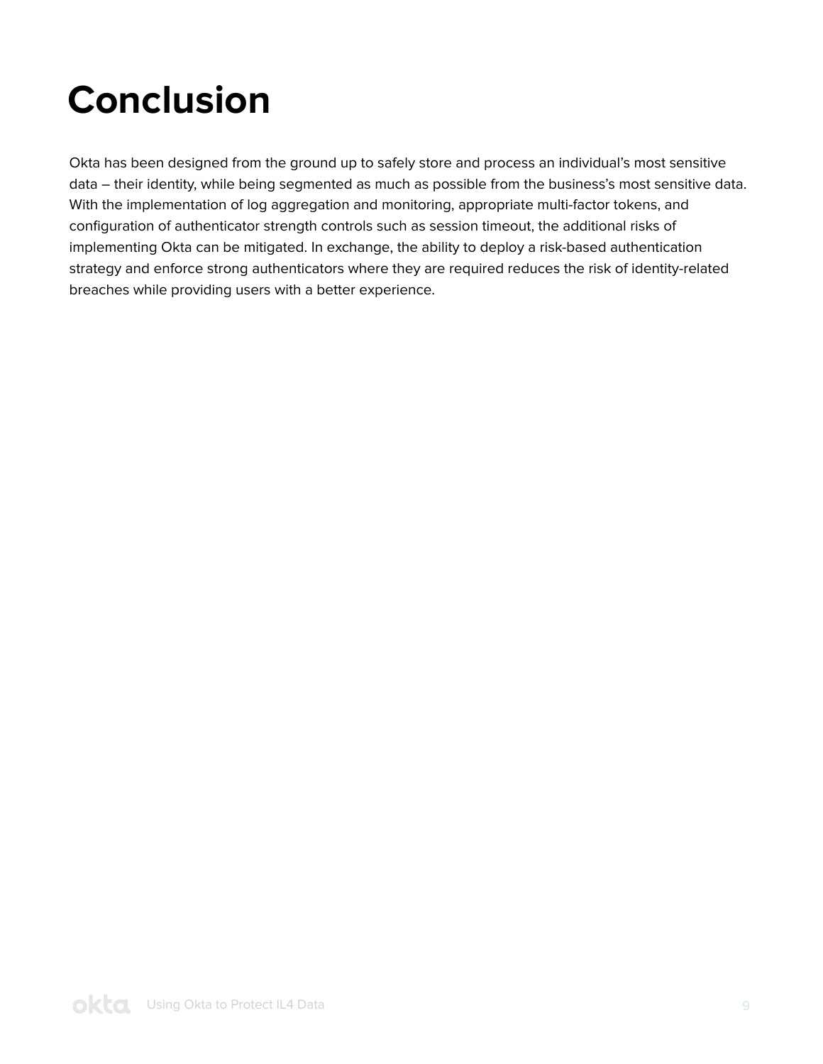# Conclusion

Okta has been designed from the ground up to safely store and process an individual's most sensitive data – their identity, while being segmented as much as possible from the business's most sensitive data. With the implementation of log aggregation and monitoring, appropriate multi-factor tokens, and configuration of authenticator strength controls such as session timeout, the additional risks of implementing Okta can be mitigated. In exchange, the ability to deploy a risk-based authentication strategy and enforce strong authenticators where they are required reduces the risk of identity-related breaches while providing users with a better experience.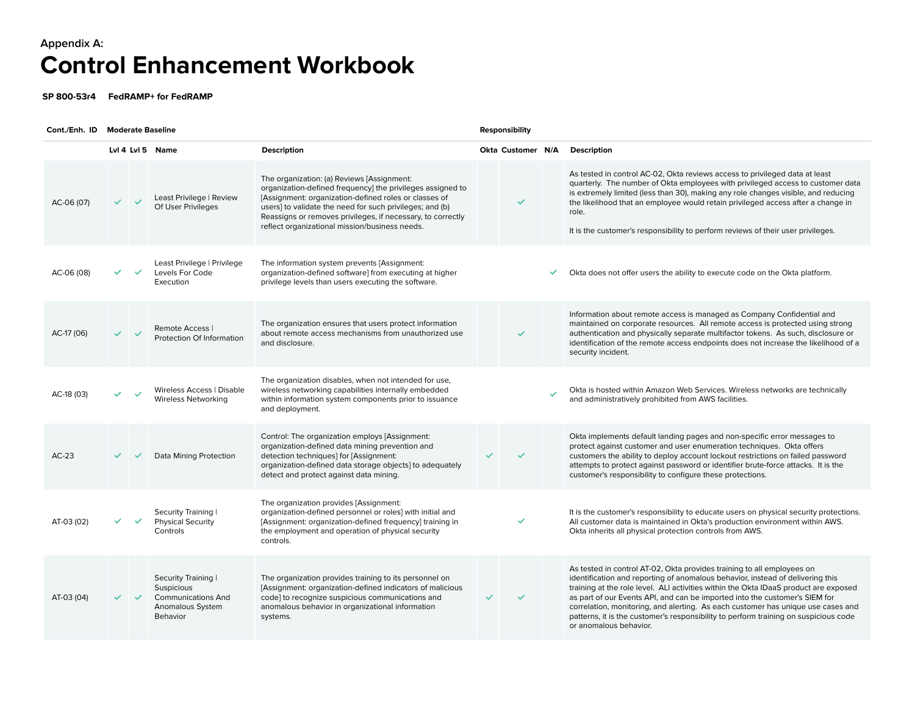Appendix A:

# Control Enhancement Workbook

**SP 800-53r4 FedRAMP+ for FedRAMP**

| Cont./Enh. ID | Moderate Baseline | | | | Responsibility | | | |
|---|---|---|---|---|---|---|---|---|
| | Lvl 4 | Lvl 5 | Name | Description | Okta | Customer | N/A | Description |
| AC-06 (07) | ✓ | ✓ | Least Privilege \| Review Of User Privileges | The organization: (a) Reviews [Assignment: organization-defined frequency] the privileges assigned to [Assignment: organization-defined roles or classes of users] to validate the need for such privileges; and (b) Reassigns or removes privileges, if necessary, to correctly reflect organizational mission/business needs. | | ✓ | | As tested in control AC-02, Okta reviews access to privileged data at least quarterly. The number of Okta employees with privileged access to customer data is extremely limited (less than 30), making any role changes visible, and reducing the likelihood that an employee would retain privileged access after a change in role.<br><br>It is the customer's responsibility to perform reviews of their user privileges. |
| AC-06 (08) | ✓ | ✓ | Least Privilege \| Privilege Levels For Code Execution | The information system prevents [Assignment: organization-defined software] from executing at higher privilege levels than users executing the software. | | | ✓ | Okta does not offer users the ability to execute code on the Okta platform. |
| AC-17 (06) | ✓ | ✓ | Remote Access \| Protection Of Information | The organization ensures that users protect information about remote access mechanisms from unauthorized use and disclosure. | | ✓ | | Information about remote access is managed as Company Confidential and maintained on corporate resources. All remote access is protected using strong authentication and physically separate multifactor tokens. As such, disclosure or identification of the remote access endpoints does not increase the likelihood of a security incident. |
| AC-18 (03) | ✓ | ✓ | Wireless Access \| Disable Wireless Networking | The organization disables, when not intended for use, wireless networking capabilities internally embedded within information system components prior to issuance and deployment. | | | ✓ | Okta is hosted within Amazon Web Services. Wireless networks are technically and administratively prohibited from AWS facilities. |
| AC-23 | ✓ | ✓ | Data Mining Protection | Control: The organization employs [Assignment: organization-defined data mining prevention and detection techniques] for [Assignment: organization-defined data storage objects] to adequately detect and protect against data mining. | ✓ | ✓ | | Okta implements default landing pages and non-specific error messages to protect against customer and user enumeration techniques. Okta offers customers the ability to deploy account lockout restrictions on failed password attempts to protect against password or identifier brute-force attacks. It is the customer's responsibility to configure these protections. |
| AT-03 (02) | ✓ | ✓ | Security Training \| Physical Security Controls | The organization provides [Assignment: organization-defined personnel or roles] with initial and [Assignment: organization-defined frequency] training in the employment and operation of physical security controls. | | ✓ | | It is the customer's responsibility to educate users on physical security protections. All customer data is maintained in Okta's production environment within AWS. Okta inherits all physical protection controls from AWS. |
| AT-03 (04) | ✓ | ✓ | Security Training \| Suspicious Communications And Anomalous System Behavior | The organization provides training to its personnel on [Assignment: organization-defined indicators of malicious code] to recognize suspicious communications and anomalous behavior in organizational information systems. | ✓ | ✓ | | As tested in control AT-02, Okta provides training to all employees on identification and reporting of anomalous behavior, instead of delivering this training at the role level. ALI activities within the Okta IDaaS product are exposed as part of our Events API, and can be imported into the customer's SIEM for correlation, monitoring, and alerting. As each customer has unique use cases and patterns, it is the customer's responsibility to perform training on suspicious code or anomalous behavior. |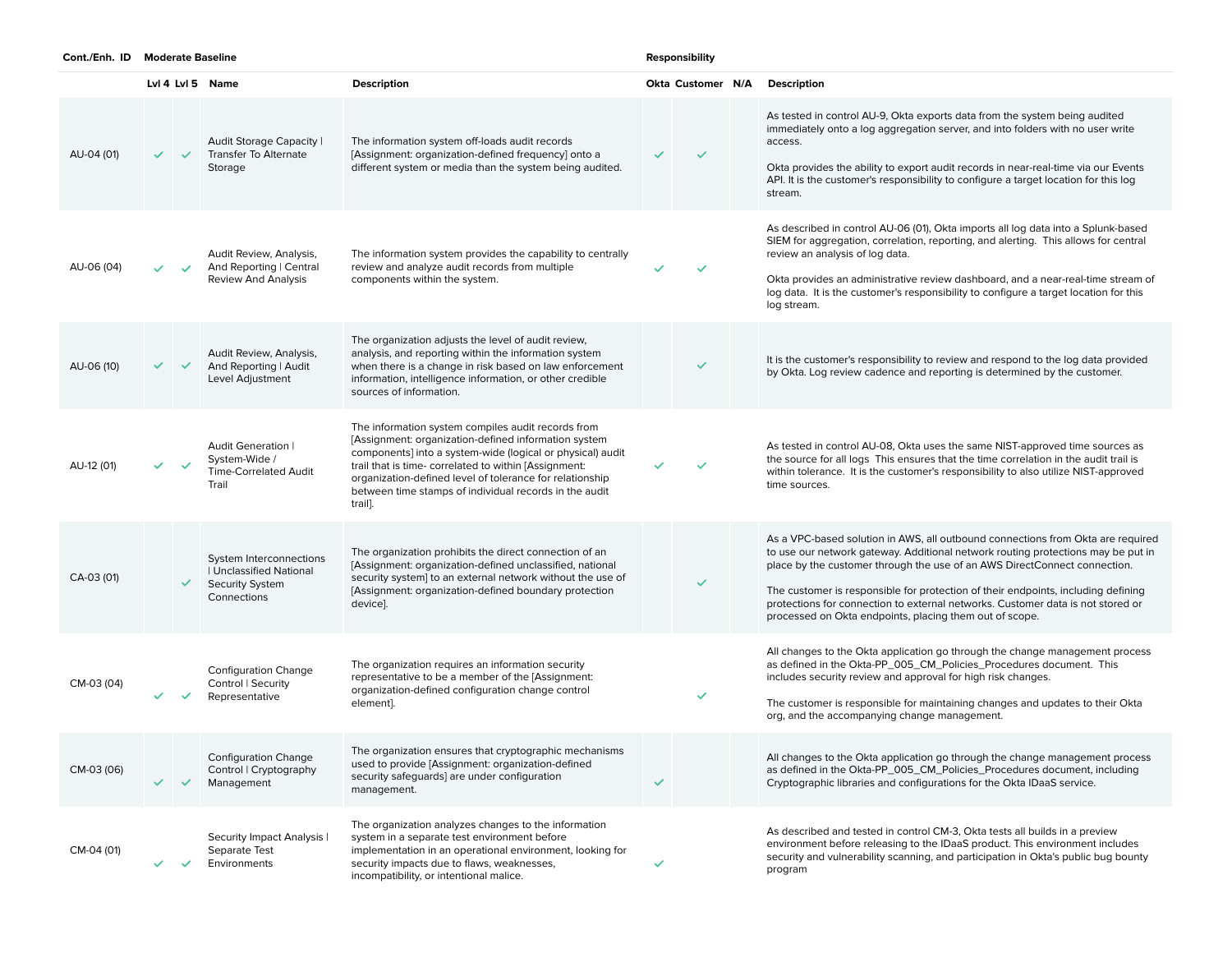| Cont./Enh. ID | Moderate Baseline | | | | Responsibility | | | |
|---|---|---|---|---|---|---|---|---|
| | Lvl 4 | Lvl 5 | Name | Description | Okta | Customer | N/A | Description |
| AU-04 (01) | ✓ | ✓ | Audit Storage Capacity \| Transfer To Alternate Storage | The information system off-loads audit records [Assignment: organization-defined frequency] onto a different system or media than the system being audited. | ✓ | ✓ | | As tested in control AU-9, Okta exports data from the system being audited immediately onto a log aggregation server, and into folders with no user write access.<br><br>Okta provides the ability to export audit records in near-real-time via our Events API. It is the customer's responsibility to configure a target location for this log stream. |
| AU-06 (04) | ✓ | ✓ | Audit Review, Analysis, And Reporting \| Central Review And Analysis | The information system provides the capability to centrally review and analyze audit records from multiple components within the system. | ✓ | ✓ | | As described in control AU-06 (01), Okta imports all log data into a Splunk-based SIEM for aggregation, correlation, reporting, and alerting. This allows for central review an analysis of log data.<br><br>Okta provides an administrative review dashboard, and a near-real-time stream of log data. It is the customer's responsibility to configure a target location for this log stream. |
| AU-06 (10) | ✓ | ✓ | Audit Review, Analysis, And Reporting \| Audit Level Adjustment | The organization adjusts the level of audit review, analysis, and reporting within the information system when there is a change in risk based on law enforcement information, intelligence information, or other credible sources of information. | | ✓ | | It is the customer's responsibility to review and respond to the log data provided by Okta. Log review cadence and reporting is determined by the customer. |
| AU-12 (01) | ✓ | ✓ | Audit Generation \| System-Wide / Time-Correlated Audit Trail | The information system compiles audit records from [Assignment: organization-defined information system components] into a system-wide (logical or physical) audit trail that is time- correlated to within [Assignment: organization-defined level of tolerance for relationship between time stamps of individual records in the audit trail]. | ✓ | ✓ | | As tested in control AU-08, Okta uses the same NIST-approved time sources as the source for all logs This ensures that the time correlation in the audit trail is within tolerance. It is the customer's responsibility to also utilize NIST-approved time sources. |
| CA-03 (01) | | ✓ | System Interconnections \| Unclassified National Security System Connections | The organization prohibits the direct connection of an [Assignment: organization-defined unclassified, national security system] to an external network without the use of [Assignment: organization-defined boundary protection device]. | | ✓ | | As a VPC-based solution in AWS, all outbound connections from Okta are required to use our network gateway. Additional network routing protections may be put in place by the customer through the use of an AWS DirectConnect connection.<br><br>The customer is responsible for protection of their endpoints, including defining protections for connection to external networks. Customer data is not stored or processed on Okta endpoints, placing them out of scope. |
| CM-03 (04) | ✓ | ✓ | Configuration Change Control \| Security Representative | The organization requires an information security representative to be a member of the [Assignment: organization-defined configuration change control element]. | | ✓ | | All changes to the Okta application go through the change management process as defined in the Okta-PP_005_CM_Policies_Procedures document. This includes security review and approval for high risk changes.<br><br>The customer is responsible for maintaining changes and updates to their Okta org, and the accompanying change management. |
| CM-03 (06) | ✓ | ✓ | Configuration Change Control \| Cryptography Management | The organization ensures that cryptographic mechanisms used to provide [Assignment: organization-defined security safeguards] are under configuration management. | ✓ | | | All changes to the Okta application go through the change management process as defined in the Okta-PP_005_CM_Policies_Procedures document, including Cryptographic libraries and configurations for the Okta IDaaS service. |
| CM-04 (01) | ✓ | ✓ | Security Impact Analysis \| Separate Test Environments | The organization analyzes changes to the information system in a separate test environment before implementation in an operational environment, looking for security impacts due to flaws, weaknesses, incompatibility, or intentional malice. | ✓ | | | As described and tested in control CM-3, Okta tests all builds in a preview environment before releasing to the IDaaS product. This environment includes security and vulnerability scanning, and participation in Okta's public bug bounty program |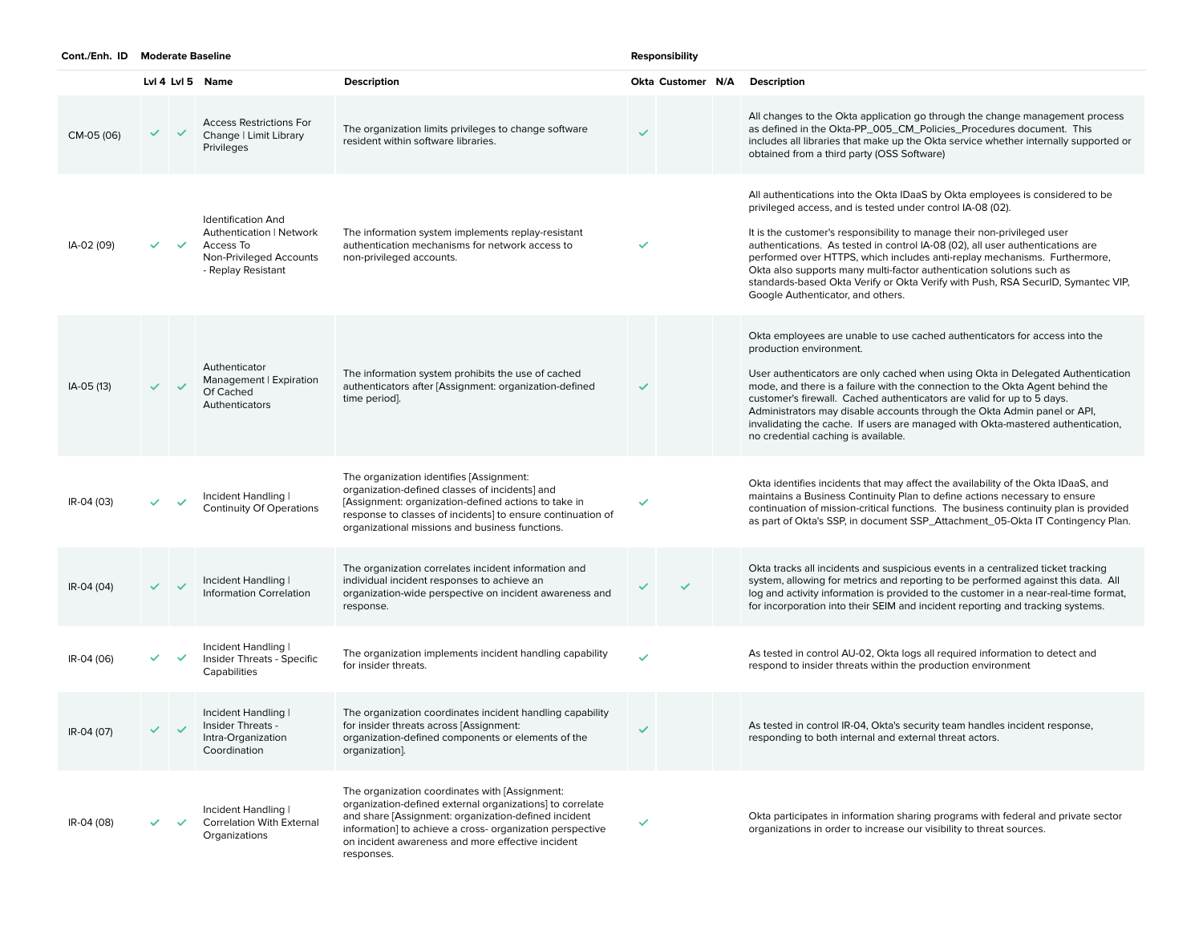| Cont./Enh. ID | Moderate Baseline | | | | Responsibility | | | |
|---|---|---|---|---|---|---|---|---|
| | Lvl 4 | Lvl 5 | Name | Description | Okta | Customer | N/A | Description |
| CM-05 (06) | ✓ | ✓ | Access Restrictions For Change \| Limit Library Privileges | The organization limits privileges to change software resident within software libraries. | ✓ | | | All changes to the Okta application go through the change management process as defined in the Okta-PP_005_CM_Policies_Procedures document. This includes all libraries that make up the Okta service whether internally supported or obtained from a third party (OSS Software) |
| IA-02 (09) | ✓ | ✓ | Identification And Authentication \| Network Access To Non-Privileged Accounts - Replay Resistant | The information system implements replay-resistant authentication mechanisms for network access to non-privileged accounts. | ✓ | | | All authentications into the Okta IDaaS by Okta employees is considered to be privileged access, and is tested under control IA-08 (02).<br><br>It is the customer's responsibility to manage their non-privileged user authentications. As tested in control IA-08 (02), all user authentications are performed over HTTPS, which includes anti-replay mechanisms. Furthermore, Okta also supports many multi-factor authentication solutions such as standards-based Okta Verify or Okta Verify with Push, RSA SecurID, Symantec VIP, Google Authenticator, and others. |
| IA-05 (13) | ✓ | ✓ | Authenticator Management \| Expiration Of Cached Authenticators | The information system prohibits the use of cached authenticators after [Assignment: organization-defined time period]. | ✓ | | | Okta employees are unable to use cached authenticators for access into the production environment.<br><br>User authenticators are only cached when using Okta in Delegated Authentication mode, and there is a failure with the connection to the Okta Agent behind the customer's firewall. Cached authenticators are valid for up to 5 days. Administrators may disable accounts through the Okta Admin panel or API, invalidating the cache. If users are managed with Okta-mastered authentication, no credential caching is available. |
| IR-04 (03) | ✓ | ✓ | Incident Handling \| Continuity Of Operations | The organization identifies [Assignment: organization-defined classes of incidents] and [Assignment: organization-defined actions to take in response to classes of incidents] to ensure continuation of organizational missions and business functions. | ✓ | | | Okta identifies incidents that may affect the availability of the Okta IDaaS, and maintains a Business Continuity Plan to define actions necessary to ensure continuation of mission-critical functions. The business continuity plan is provided as part of Okta's SSP, in document SSP_Attachment_05-Okta IT Contingency Plan. |
| IR-04 (04) | ✓ | ✓ | Incident Handling \| Information Correlation | The organization correlates incident information and individual incident responses to achieve an organization-wide perspective on incident awareness and response. | ✓ | ✓ | | Okta tracks all incidents and suspicious events in a centralized ticket tracking system, allowing for metrics and reporting to be performed against this data. All log and activity information is provided to the customer in a near-real-time format, for incorporation into their SEIM and incident reporting and tracking systems. |
| IR-04 (06) | ✓ | ✓ | Incident Handling \| Insider Threats - Specific Capabilities | The organization implements incident handling capability for insider threats. | ✓ | | | As tested in control AU-02, Okta logs all required information to detect and respond to insider threats within the production environment |
| IR-04 (07) | ✓ | ✓ | Incident Handling \| Insider Threats - Intra-Organization Coordination | The organization coordinates incident handling capability for insider threats across [Assignment: organization-defined components or elements of the organization]. | ✓ | | | As tested in control IR-04, Okta's security team handles incident response, responding to both internal and external threat actors. |
| IR-04 (08) | ✓ | ✓ | Incident Handling \| Correlation With External Organizations | The organization coordinates with [Assignment: organization-defined external organizations] to correlate and share [Assignment: organization-defined incident information] to achieve a cross- organization perspective on incident awareness and more effective incident responses. | ✓ | | | Okta participates in information sharing programs with federal and private sector organizations in order to increase our visibility to threat sources. |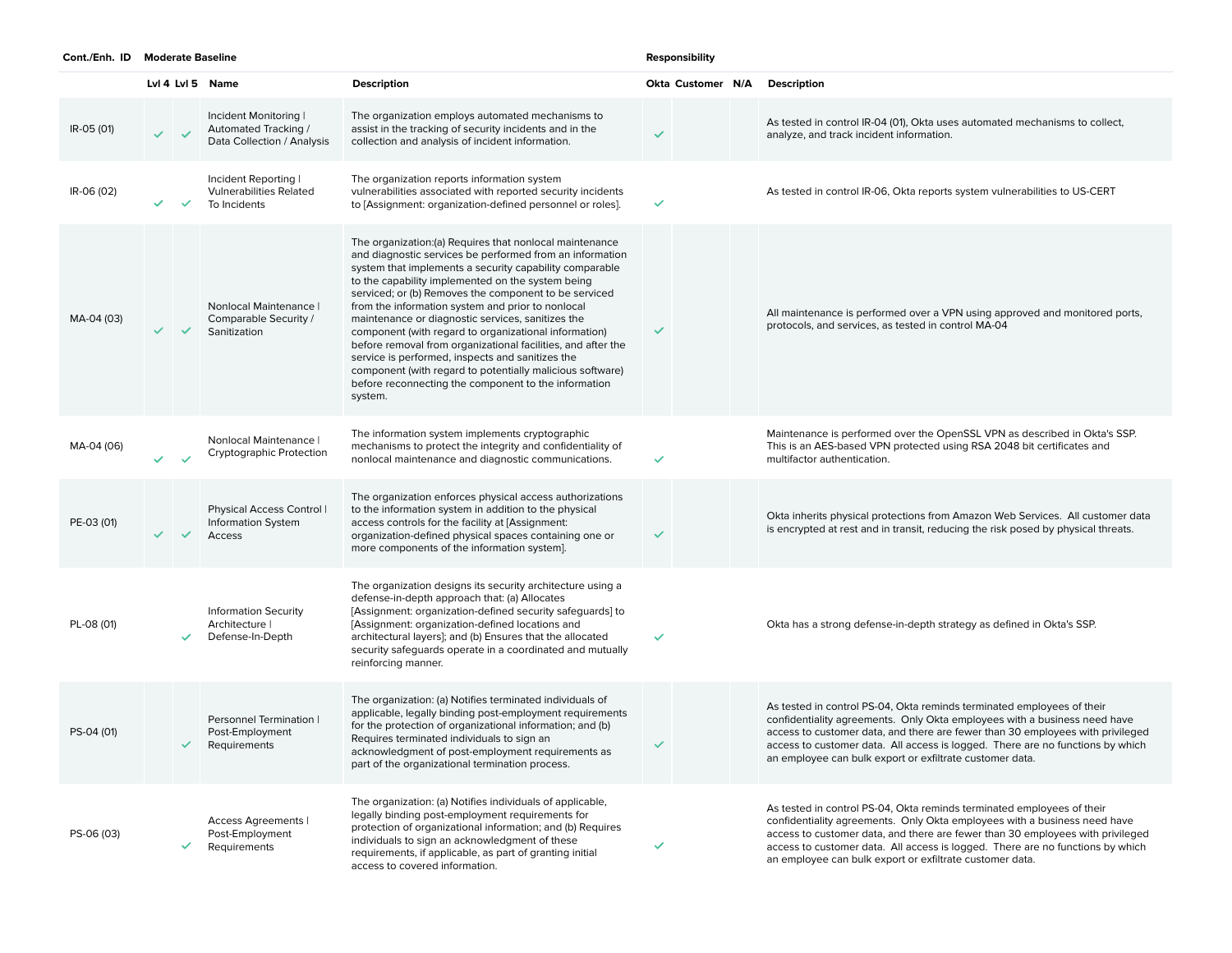| Cont./Enh. ID | Moderate Baseline | | | | Responsibility | | | |
|---|---|---|---|---|---|---|---|---|
| | Lvl 4 | Lvl 5 | Name | Description | Okta | Customer | N/A | Description |
| IR-05 (01) | ✓ | ✓ | Incident Monitoring \| Automated Tracking / Data Collection / Analysis | The organization employs automated mechanisms to assist in the tracking of security incidents and in the collection and analysis of incident information. | ✓ | | | As tested in control IR-04 (01), Okta uses automated mechanisms to collect, analyze, and track incident information. |
| IR-06 (02) | ✓ | ✓ | Incident Reporting \| Vulnerabilities Related To Incidents | The organization reports information system vulnerabilities associated with reported security incidents to [Assignment: organization-defined personnel or roles]. | ✓ | | | As tested in control IR-06, Okta reports system vulnerabilities to US-CERT |
| MA-04 (03) | ✓ | ✓ | Nonlocal Maintenance \| Comparable Security / Sanitization | The organization:(a) Requires that nonlocal maintenance and diagnostic services be performed from an information system that implements a security capability comparable to the capability implemented on the system being serviced; or (b) Removes the component to be serviced from the information system and prior to nonlocal maintenance or diagnostic services, sanitizes the component (with regard to organizational information) before removal from organizational facilities, and after the service is performed, inspects and sanitizes the component (with regard to potentially malicious software) before reconnecting the component to the information system. | ✓ | | | All maintenance is performed over a VPN using approved and monitored ports, protocols, and services, as tested in control MA-04 |
| MA-04 (06) | ✓ | ✓ | Nonlocal Maintenance \| Cryptographic Protection | The information system implements cryptographic mechanisms to protect the integrity and confidentiality of nonlocal maintenance and diagnostic communications. | ✓ | | | Maintenance is performed over the OpenSSL VPN as described in Okta's SSP. This is an AES-based VPN protected using RSA 2048 bit certificates and multifactor authentication. |
| PE-03 (01) | ✓ | ✓ | Physical Access Control \| Information System Access | The organization enforces physical access authorizations to the information system in addition to the physical access controls for the facility at [Assignment: organization-defined physical spaces containing one or more components of the information system]. | ✓ | | | Okta inherits physical protections from Amazon Web Services. All customer data is encrypted at rest and in transit, reducing the risk posed by physical threats. |
| PL-08 (01) | | ✓ | Information Security Architecture \| Defense-In-Depth | The organization designs its security architecture using a defense-in-depth approach that: (a) Allocates [Assignment: organization-defined security safeguards] to [Assignment: organization-defined locations and architectural layers]; and (b) Ensures that the allocated security safeguards operate in a coordinated and mutually reinforcing manner. | ✓ | | | Okta has a strong defense-in-depth strategy as defined in Okta's SSP. |
| PS-04 (01) | | ✓ | Personnel Termination \| Post-Employment Requirements | The organization: (a) Notifies terminated individuals of applicable, legally binding post-employment requirements for the protection of organizational information; and (b) Requires terminated individuals to sign an acknowledgment of post-employment requirements as part of the organizational termination process. | ✓ | | | As tested in control PS-04, Okta reminds terminated employees of their confidentiality agreements. Only Okta employees with a business need have access to customer data, and there are fewer than 30 employees with privileged access to customer data. All access is logged. There are no functions by which an employee can bulk export or exfiltrate customer data. |
| PS-06 (03) | | ✓ | Access Agreements \| Post-Employment Requirements | The organization: (a) Notifies individuals of applicable, legally binding post-employment requirements for protection of organizational information; and (b) Requires individuals to sign an acknowledgment of these requirements, if applicable, as part of granting initial access to covered information. | ✓ | | | As tested in control PS-04, Okta reminds terminated employees of their confidentiality agreements. Only Okta employees with a business need have access to customer data, and there are fewer than 30 employees with privileged access to customer data. All access is logged. There are no functions by which an employee can bulk export or exfiltrate customer data. |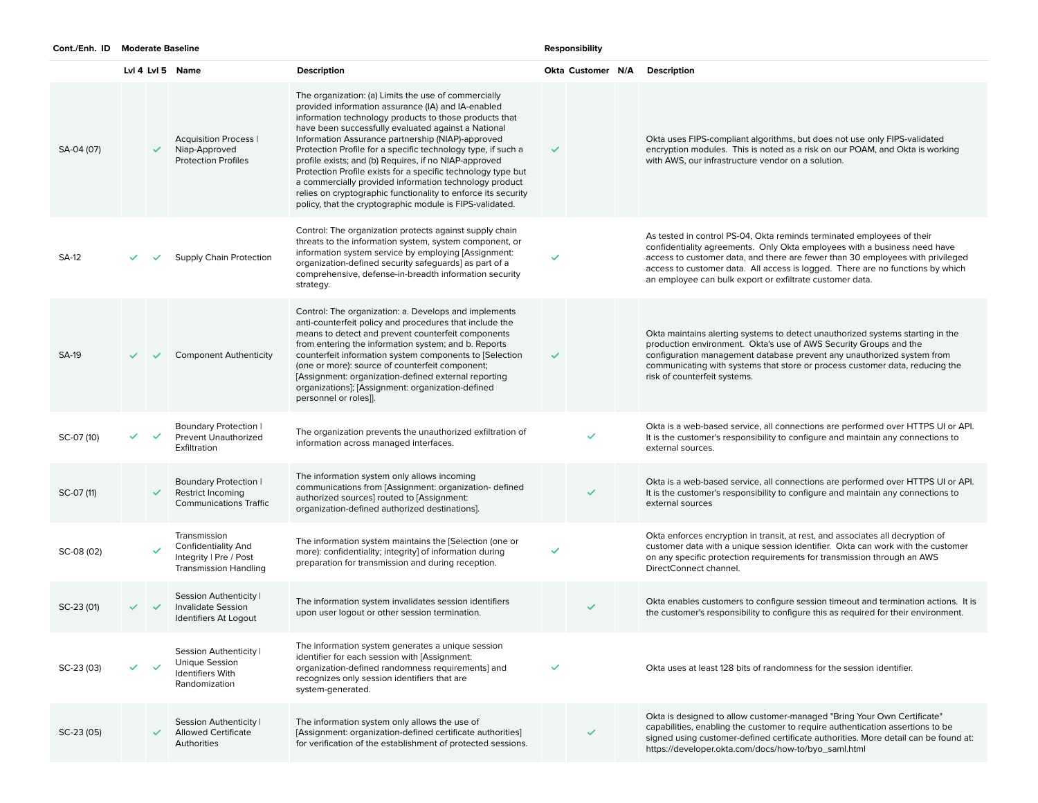| Cont./Enh. ID | Moderate Baseline | | | | Responsibility | | | |
|---|---|---|---|---|---|---|---|---|
| | Lvl 4 | Lvl 5 | Name | Description | Okta | Customer | N/A | Description |
| SA-04 (07) | | ✓ | Acquisition Process \| Niap-Approved Protection Profiles | The organization: (a) Limits the use of commercially provided information assurance (IA) and IA-enabled information technology products to those products that have been successfully evaluated against a National Information Assurance partnership (NIAP)-approved Protection Profile for a specific technology type, if such a profile exists; and (b) Requires, if no NIAP-approved Protection Profile exists for a specific technology type but a commercially provided information technology product relies on cryptographic functionality to enforce its security policy, that the cryptographic module is FIPS-validated. | ✓ | | | Okta uses FIPS-compliant algorithms, but does not use only FIPS-validated encryption modules. This is noted as a risk on our POAM, and Okta is working with AWS, our infrastructure vendor on a solution. |
| SA-12 | ✓ | ✓ | Supply Chain Protection | Control: The organization protects against supply chain threats to the information system, system component, or information system service by employing [Assignment: organization-defined security safeguards] as part of a comprehensive, defense-in-breadth information security strategy. | ✓ | | | As tested in control PS-04, Okta reminds terminated employees of their confidentiality agreements. Only Okta employees with a business need have access to customer data, and there are fewer than 30 employees with privileged access to customer data. All access is logged. There are no functions by which an employee can bulk export or exfiltrate customer data. |
| SA-19 | ✓ | ✓ | Component Authenticity | Control: The organization: a. Develops and implements anti-counterfeit policy and procedures that include the means to detect and prevent counterfeit components from entering the information system; and b. Reports counterfeit information system components to [Selection (one or more): source of counterfeit component; [Assignment: organization-defined external reporting organizations]; [Assignment: organization-defined personnel or roles]]. | ✓ | | | Okta maintains alerting systems to detect unauthorized systems starting in the production environment. Okta's use of AWS Security Groups and the configuration management database prevent any unauthorized system from communicating with systems that store or process customer data, reducing the risk of counterfeit systems. |
| SC-07 (10) | ✓ | ✓ | Boundary Protection \| Prevent Unauthorized Exfiltration | The organization prevents the unauthorized exfiltration of information across managed interfaces. | | ✓ | | Okta is a web-based service, all connections are performed over HTTPS UI or API. It is the customer's responsibility to configure and maintain any connections to external sources. |
| SC-07 (11) | | ✓ | Boundary Protection \| Restrict Incoming Communications Traffic | The information system only allows incoming communications from [Assignment: organization- defined authorized sources] routed to [Assignment: organization-defined authorized destinations]. | | ✓ | | Okta is a web-based service, all connections are performed over HTTPS UI or API. It is the customer's responsibility to configure and maintain any connections to external sources |
| SC-08 (02) | | ✓ | Transmission Confidentiality And Integrity \| Pre / Post Transmission Handling | The information system maintains the [Selection (one or more): confidentiality; integrity] of information during preparation for transmission and during reception. | ✓ | | | Okta enforces encryption in transit, at rest, and associates all decryption of customer data with a unique session identifier. Okta can work with the customer on any specific protection requirements for transmission through an AWS DirectConnect channel. |
| SC-23 (01) | ✓ | ✓ | Session Authenticity \| Invalidate Session Identifiers At Logout | The information system invalidates session identifiers upon user logout or other session termination. | | ✓ | | Okta enables customers to configure session timeout and termination actions. It is the customer's responsibility to configure this as required for their environment. |
| SC-23 (03) | ✓ | ✓ | Session Authenticity \| Unique Session Identifiers With Randomization | The information system generates a unique session identifier for each session with [Assignment: organization-defined randomness requirements] and recognizes only session identifiers that are system-generated. | ✓ | | | Okta uses at least 128 bits of randomness for the session identifier. |
| SC-23 (05) | | ✓ | Session Authenticity \| Allowed Certificate Authorities | The information system only allows the use of [Assignment: organization-defined certificate authorities] for verification of the establishment of protected sessions. | | ✓ | | Okta is designed to allow customer-managed "Bring Your Own Certificate" capabilities, enabling the customer to require authentication assertions to be signed using customer-defined certificate authorities. More detail can be found at: https://developer.okta.com/docs/how-to/byo_saml.html |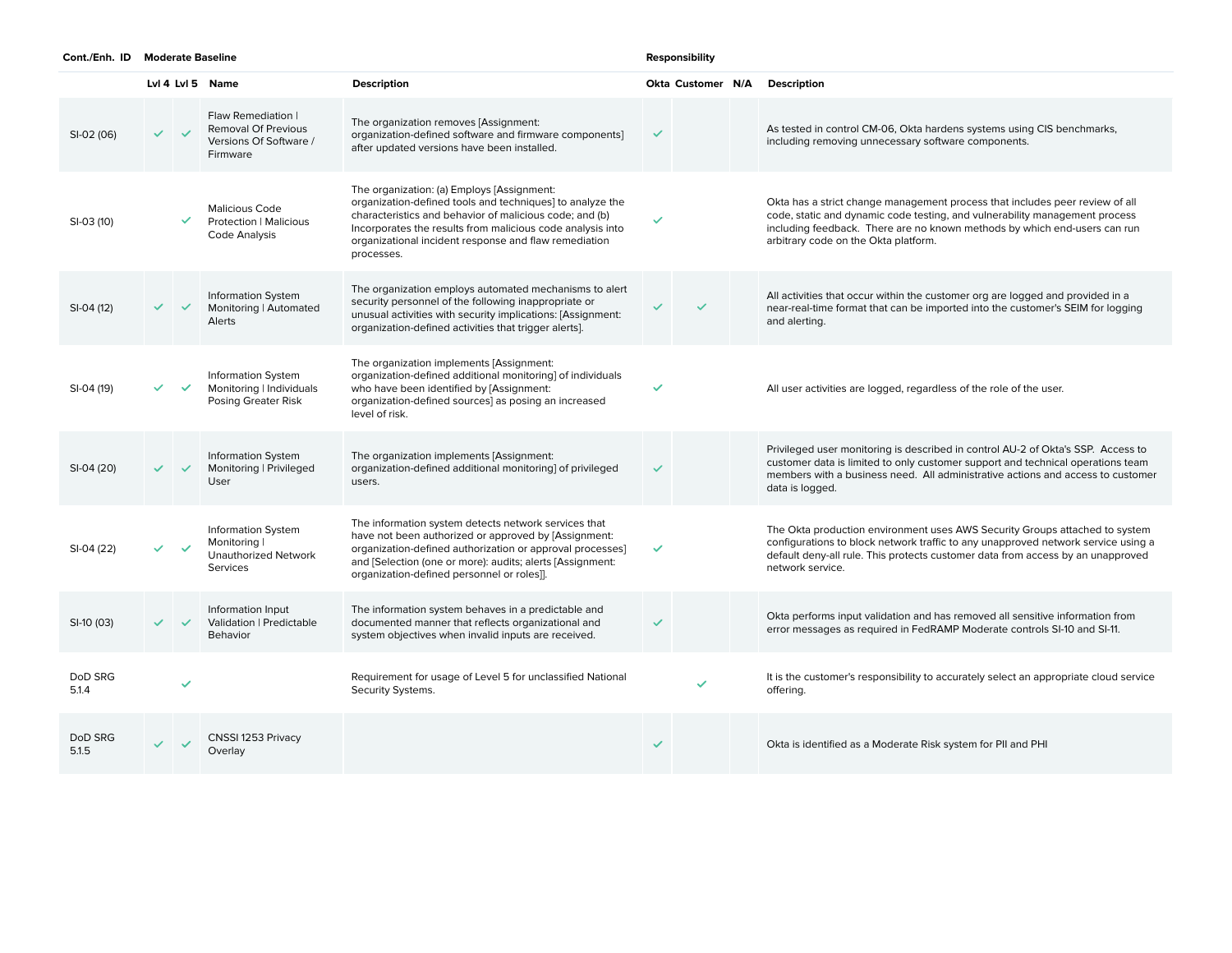| Cont./Enh. ID | Moderate Baseline | | | | Responsibility | | | |
|---|---|---|---|---|---|---|---|---|
| | Lvl 4 | Lvl 5 | Name | Description | Okta | Customer | N/A | Description |
| SI-02 (06) | ✓ | ✓ | Flaw Remediation \| Removal Of Previous Versions Of Software / Firmware | The organization removes [Assignment: organization-defined software and firmware components] after updated versions have been installed. | ✓ | | | As tested in control CM-06, Okta hardens systems using CIS benchmarks, including removing unnecessary software components. |
| SI-03 (10) | | ✓ | Malicious Code Protection \| Malicious Code Analysis | The organization: (a) Employs [Assignment: organization-defined tools and techniques] to analyze the characteristics and behavior of malicious code; and (b) Incorporates the results from malicious code analysis into organizational incident response and flaw remediation processes. | ✓ | | | Okta has a strict change management process that includes peer review of all code, static and dynamic code testing, and vulnerability management process including feedback. There are no known methods by which end-users can run arbitrary code on the Okta platform. |
| SI-04 (12) | ✓ | ✓ | Information System Monitoring \| Automated Alerts | The organization employs automated mechanisms to alert security personnel of the following inappropriate or unusual activities with security implications: [Assignment: organization-defined activities that trigger alerts]. | ✓ | ✓ | | All activities that occur within the customer org are logged and provided in a near-real-time format that can be imported into the customer's SEIM for logging and alerting. |
| SI-04 (19) | ✓ | ✓ | Information System Monitoring \| Individuals Posing Greater Risk | The organization implements [Assignment: organization-defined additional monitoring] of individuals who have been identified by [Assignment: organization-defined sources] as posing an increased level of risk. | ✓ | | | All user activities are logged, regardless of the role of the user. |
| SI-04 (20) | ✓ | ✓ | Information System Monitoring \| Privileged User | The organization implements [Assignment: organization-defined additional monitoring] of privileged users. | ✓ | | | Privileged user monitoring is described in control AU-2 of Okta's SSP. Access to customer data is limited to only customer support and technical operations team members with a business need. All administrative actions and access to customer data is logged. |
| SI-04 (22) | ✓ | ✓ | Information System Monitoring \| Unauthorized Network Services | The information system detects network services that have not been authorized or approved by [Assignment: organization-defined authorization or approval processes] and [Selection (one or more): audits; alerts [Assignment: organization-defined personnel or roles]]. | ✓ | | | The Okta production environment uses AWS Security Groups attached to system configurations to block network traffic to any unapproved network service using a default deny-all rule. This protects customer data from access by an unapproved network service. |
| SI-10 (03) | ✓ | ✓ | Information Input Validation \| Predictable Behavior | The information system behaves in a predictable and documented manner that reflects organizational and system objectives when invalid inputs are received. | ✓ | | | Okta performs input validation and has removed all sensitive information from error messages as required in FedRAMP Moderate controls SI-10 and SI-11. |
| DoD SRG 5.1.4 | | ✓ | | Requirement for usage of Level 5 for unclassified National Security Systems. | | ✓ | | It is the customer's responsibility to accurately select an appropriate cloud service offering. |
| DoD SRG 5.1.5 | ✓ | ✓ | CNSSI 1253 Privacy Overlay | | ✓ | | | Okta is identified as a Moderate Risk system for PII and PHI |